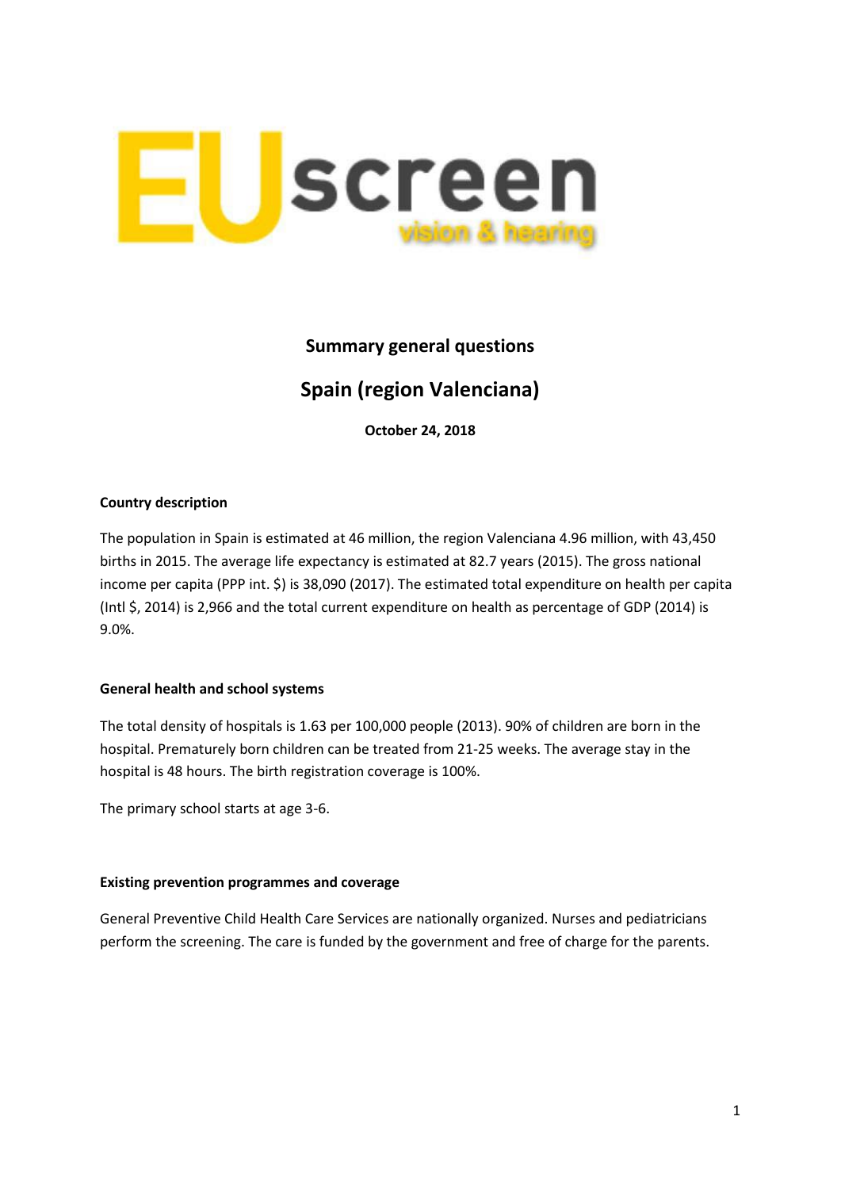# Summary general questions

## Spain (region Valenciana)

**October 24, 2018**

### Country description

The population in Spain is estimated at 46 million, the region Valenciana 4.96 million, with 43,450 births in 2015. The average life expectancy is estimated at 82.7 years (2015). The gross national income per capita (PPP int. $) is 38,090 (2017). The estimated total expenditure on health per capita (Intl $, 2014) is 2,966 and the total current expenditure on health as percentage of GDP (2014) is 9.0%.

### General health and school systems

The total density of hospitals is 1.63 per 100,000 people (2013). 90% of children are born in the hospital. Prematurely born children can be treated from 21-25 weeks. The average stay in the hospital is 48 hours. The birth registration coverage is 100%.

The primary school starts at age 3-6.

### Existing prevention programmes and coverage

General Preventive Child Health Care Services are nationally organized. Nurses and pediatricians perform the screening. The care is funded by the government and free of charge for the parents.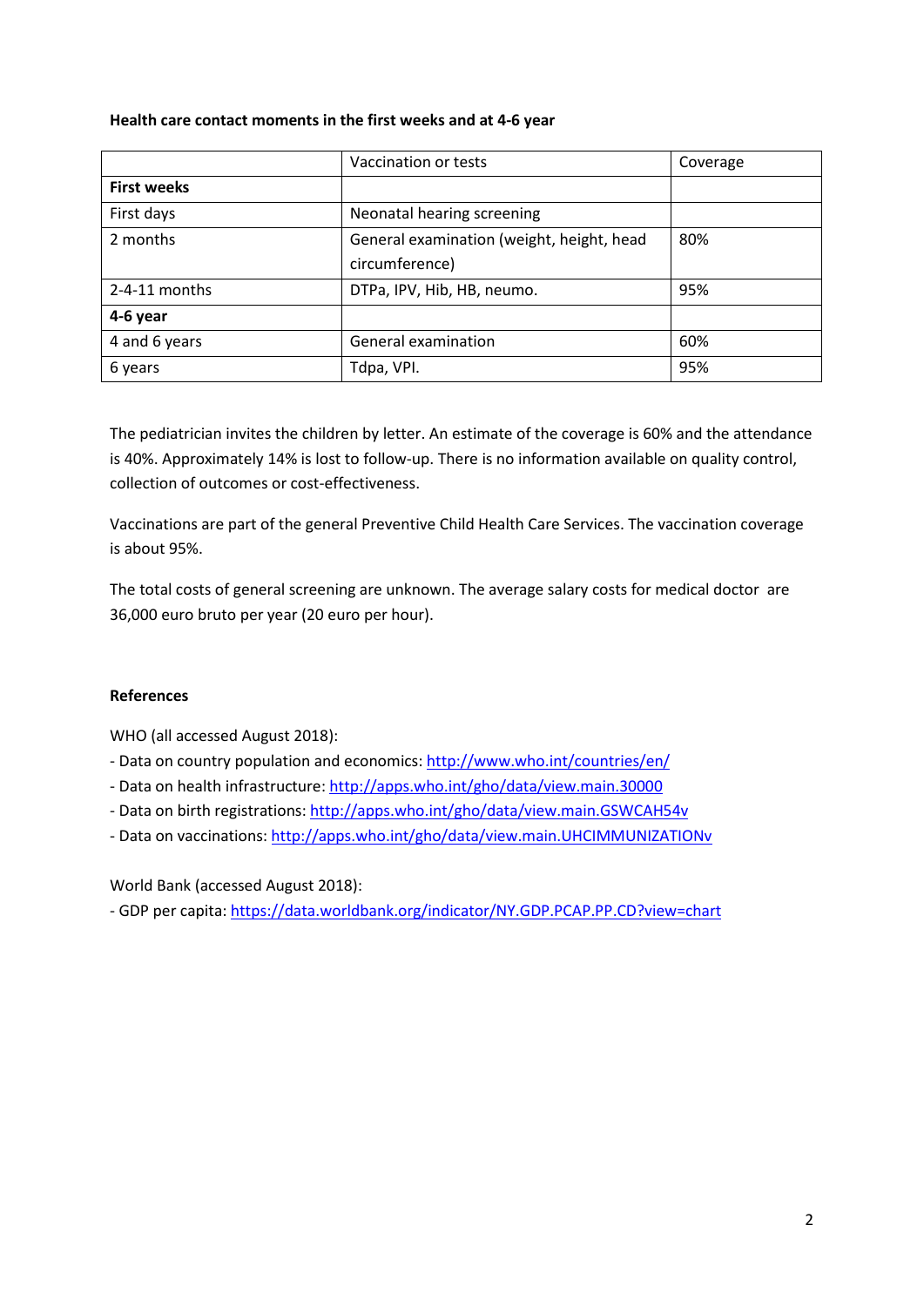**Health care contact moments in the first weeks and at 4-6 year**

| | Vaccination or tests | Coverage |
|---|---|---|
| **First weeks** | | |
| First days | Neonatal hearing screening | |
| 2 months | General examination (weight, height, head circumference) | 80% |
| 2-4-11 months | DTPa, IPV, Hib, HB, neumo. | 95% |
| **4-6 year** | | |
| 4 and 6 years | General examination | 60% |
| 6 years | Tdpa, VPI. | 95% |

The pediatrician invites the children by letter. An estimate of the coverage is 60% and the attendance is 40%. Approximately 14% is lost to follow-up. There is no information available on quality control, collection of outcomes or cost-effectiveness.

Vaccinations are part of the general Preventive Child Health Care Services. The vaccination coverage is about 95%.

The total costs of general screening are unknown. The average salary costs for medical doctor are 36,000 euro bruto per year (20 euro per hour).

**References**

WHO (all accessed August 2018):

- Data on country population and economics: http://www.who.int/countries/en/
- Data on health infrastructure: http://apps.who.int/gho/data/view.main.30000
- Data on birth registrations: http://apps.who.int/gho/data/view.main.GSWCAH54v
- Data on vaccinations: http://apps.who.int/gho/data/view.main.UHCIMMUNIZATIONv

World Bank (accessed August 2018):

- GDP per capita: https://data.worldbank.org/indicator/NY.GDP.PCAP.PP.CD?view=chart